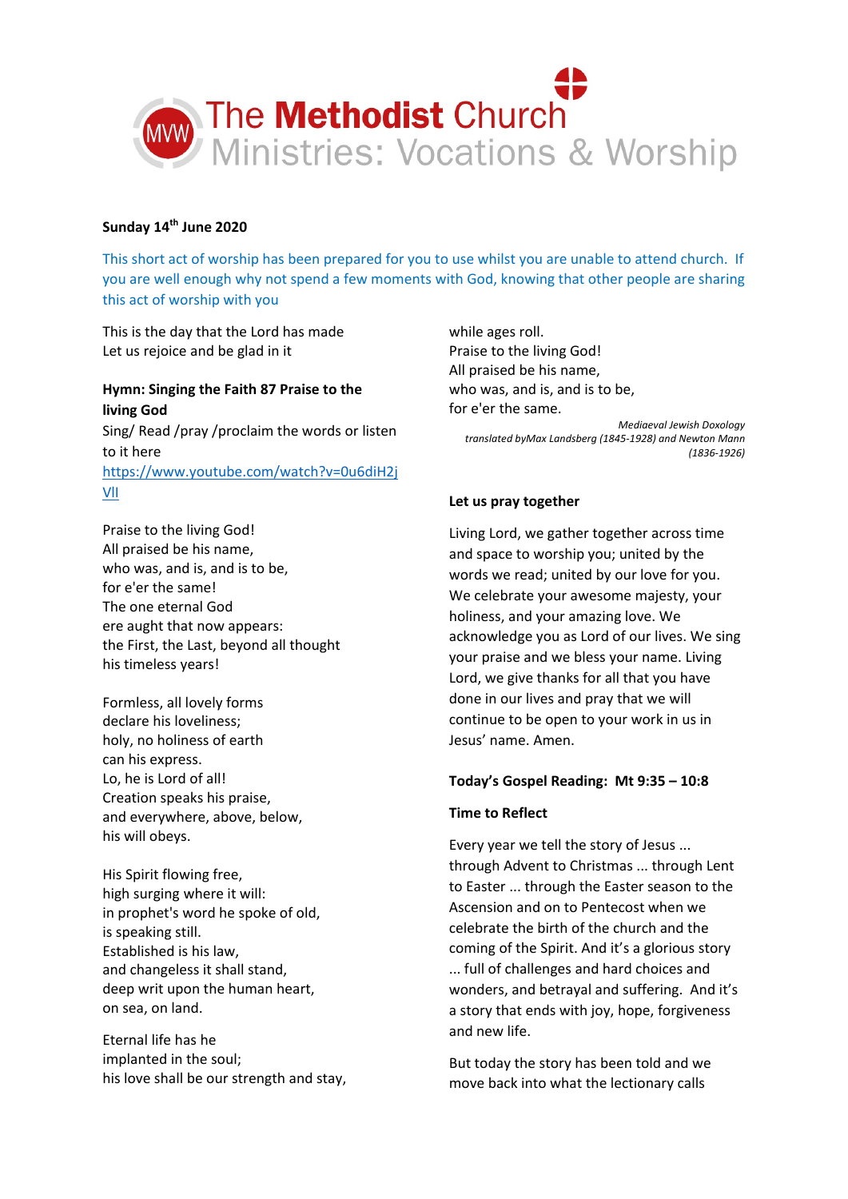# The Methodist Church
## Ministries: Vocations & Worship

**Sunday 14th June 2020**

This short act of worship has been prepared for you to use whilst you are unable to attend church. If you are well enough why not spend a few moments with God, knowing that other people are sharing this act of worship with you

This is the day that the Lord has made
Let us rejoice and be glad in it

**Hymn: Singing the Faith 87 Praise to the living God**

Sing/ Read /pray /proclaim the words or listen to it here https://www.youtube.com/watch?v=0u6diH2jVlI

Praise to the living God!
All praised be his name,
who was, and is, and is to be,
for e'er the same!
The one eternal God
ere aught that now appears:
the First, the Last, beyond all thought
his timeless years!

Formless, all lovely forms
declare his loveliness;
holy, no holiness of earth
can his express.
Lo, he is Lord of all!
Creation speaks his praise,
and everywhere, above, below,
his will obeys.

His Spirit flowing free,
high surging where it will:
in prophet's word he spoke of old,
is speaking still.
Established is his law,
and changeless it shall stand,
deep writ upon the human heart,
on sea, on land.

Eternal life has he
implanted in the soul;
his love shall be our strength and stay,
while ages roll.
Praise to the living God!
All praised be his name,
who was, and is, and is to be,
for e'er the same.

*Mediaeval Jewish Doxology*
*translated byMax Landsberg (1845-1928) and Newton Mann (1836-1926)*

**Let us pray together**

Living Lord, we gather together across time and space to worship you; united by the words we read; united by our love for you. We celebrate your awesome majesty, your holiness, and your amazing love. We acknowledge you as Lord of our lives. We sing your praise and we bless your name. Living Lord, we give thanks for all that you have done in our lives and pray that we will continue to be open to your work in us in Jesus' name. Amen.

**Today's Gospel Reading: Mt 9:35 – 10:8**

**Time to Reflect**

Every year we tell the story of Jesus ... through Advent to Christmas ... through Lent to Easter ... through the Easter season to the Ascension and on to Pentecost when we celebrate the birth of the church and the coming of the Spirit. And it's a glorious story ... full of challenges and hard choices and wonders, and betrayal and suffering. And it's a story that ends with joy, hope, forgiveness and new life.

But today the story has been told and we move back into what the lectionary calls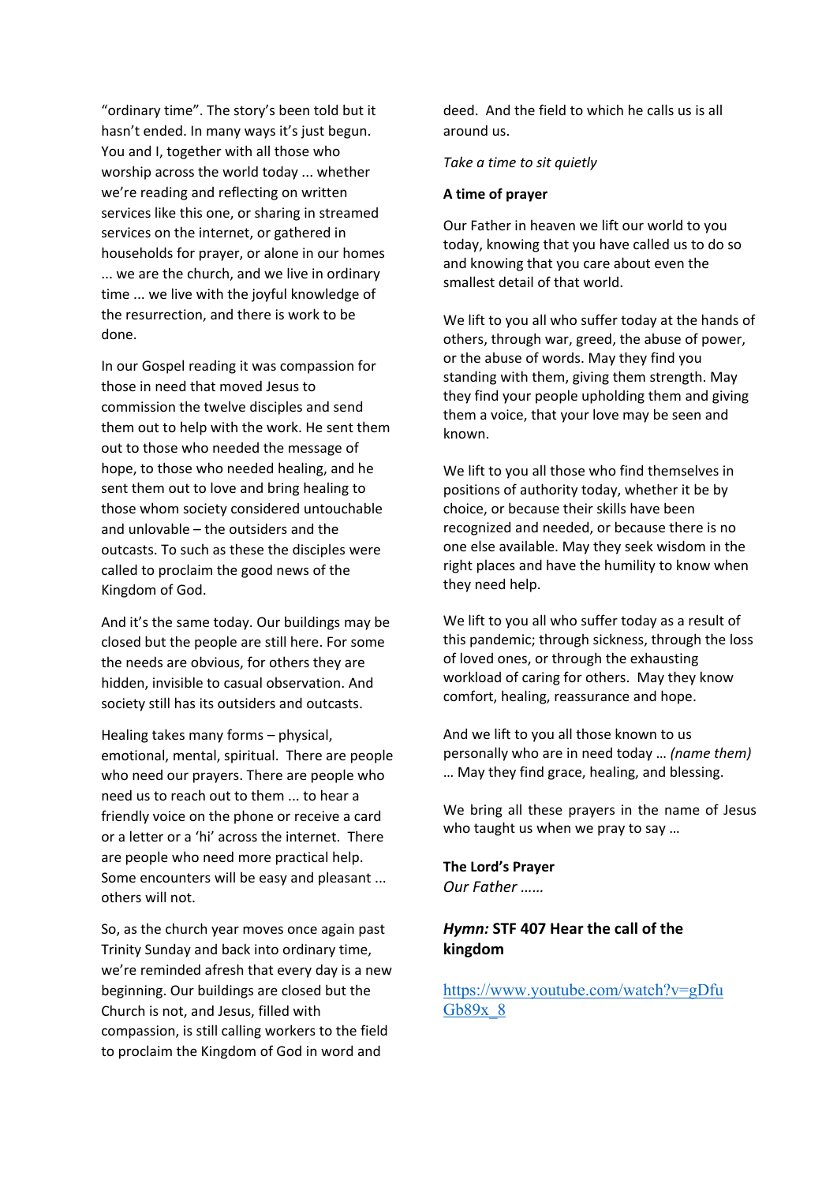"ordinary time". The story's been told but it hasn't ended. In many ways it's just begun. You and I, together with all those who worship across the world today ... whether we're reading and reflecting on written services like this one, or sharing in streamed services on the internet, or gathered in households for prayer, or alone in our homes ... we are the church, and we live in ordinary time ... we live with the joyful knowledge of the resurrection, and there is work to be done.

In our Gospel reading it was compassion for those in need that moved Jesus to commission the twelve disciples and send them out to help with the work. He sent them out to those who needed the message of hope, to those who needed healing, and he sent them out to love and bring healing to those whom society considered untouchable and unlovable – the outsiders and the outcasts. To such as these the disciples were called to proclaim the good news of the Kingdom of God.

And it's the same today. Our buildings may be closed but the people are still here. For some the needs are obvious, for others they are hidden, invisible to casual observation. And society still has its outsiders and outcasts.

Healing takes many forms – physical, emotional, mental, spiritual. There are people who need our prayers. There are people who need us to reach out to them ... to hear a friendly voice on the phone or receive a card or a letter or a 'hi' across the internet. There are people who need more practical help. Some encounters will be easy and pleasant ... others will not.

So, as the church year moves once again past Trinity Sunday and back into ordinary time, we're reminded afresh that every day is a new beginning. Our buildings are closed but the Church is not, and Jesus, filled with compassion, is still calling workers to the field to proclaim the Kingdom of God in word and deed. And the field to which he calls us is all around us.

*Take a time to sit quietly*

**A time of prayer**

Our Father in heaven we lift our world to you today, knowing that you have called us to do so and knowing that you care about even the smallest detail of that world.

We lift to you all who suffer today at the hands of others, through war, greed, the abuse of power, or the abuse of words. May they find you standing with them, giving them strength. May they find your people upholding them and giving them a voice, that your love may be seen and known.

We lift to you all those who find themselves in positions of authority today, whether it be by choice, or because their skills have been recognized and needed, or because there is no one else available. May they seek wisdom in the right places and have the humility to know when they need help.

We lift to you all who suffer today as a result of this pandemic; through sickness, through the loss of loved ones, or through the exhausting workload of caring for others. May they know comfort, healing, reassurance and hope.

And we lift to you all those known to us personally who are in need today … *(name them)* … May they find grace, healing, and blessing.

We bring all these prayers in the name of Jesus who taught us when we pray to say …

**The Lord's Prayer**
*Our Father ……*

***Hymn:*** **STF 407 Hear the call of the kingdom**

https://www.youtube.com/watch?v=gDfuGb89x_8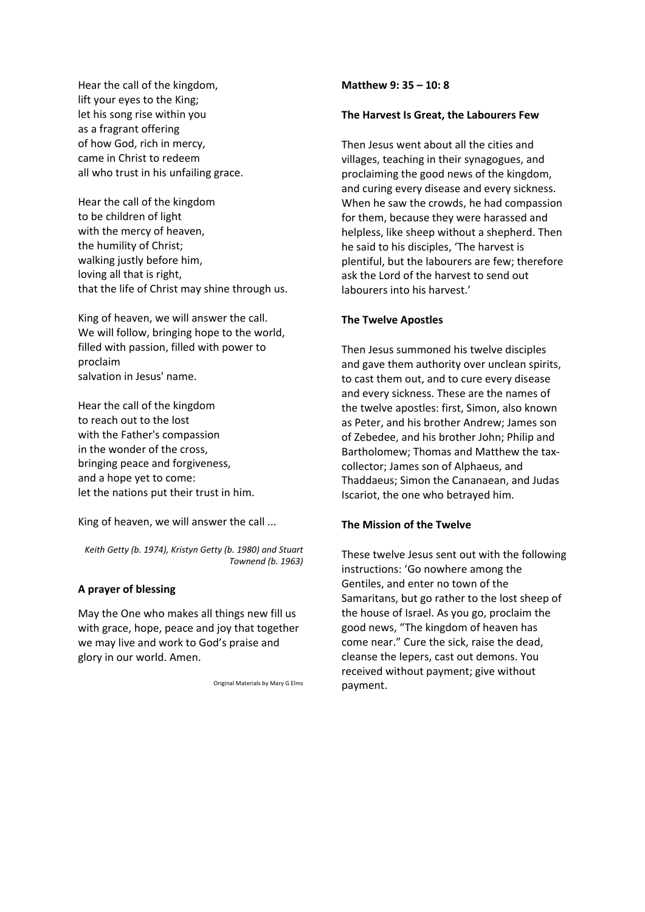Hear the call of the kingdom,
lift your eyes to the King;
let his song rise within you
as a fragrant offering
of how God, rich in mercy,
came in Christ to redeem
all who trust in his unfailing grace.

Hear the call of the kingdom
to be children of light
with the mercy of heaven,
the humility of Christ;
walking justly before him,
loving all that is right,
that the life of Christ may shine through us.

King of heaven, we will answer the call.
We will follow, bringing hope to the world,
filled with passion, filled with power to proclaim
salvation in Jesus' name.

Hear the call of the kingdom
to reach out to the lost
with the Father's compassion
in the wonder of the cross,
bringing peace and forgiveness,
and a hope yet to come:
let the nations put their trust in him.

King of heaven, we will answer the call ...

*Keith Getty (b. 1974), Kristyn Getty (b. 1980) and Stuart Townend (b. 1963)*

**A prayer of blessing**

May the One who makes all things new fill us with grace, hope, peace and joy that together we may live and work to God's praise and glory in our world. Amen.

Original Materials by Mary G Elms

**Matthew 9: 35 – 10: 8**

**The Harvest Is Great, the Labourers Few**

Then Jesus went about all the cities and villages, teaching in their synagogues, and proclaiming the good news of the kingdom, and curing every disease and every sickness. When he saw the crowds, he had compassion for them, because they were harassed and helpless, like sheep without a shepherd. Then he said to his disciples, 'The harvest is plentiful, but the labourers are few; therefore ask the Lord of the harvest to send out labourers into his harvest.'

**The Twelve Apostles**

Then Jesus summoned his twelve disciples and gave them authority over unclean spirits, to cast them out, and to cure every disease and every sickness. These are the names of the twelve apostles: first, Simon, also known as Peter, and his brother Andrew; James son of Zebedee, and his brother John; Philip and Bartholomew; Thomas and Matthew the tax-collector; James son of Alphaeus, and Thaddaeus; Simon the Cananaean, and Judas Iscariot, the one who betrayed him.

**The Mission of the Twelve**

These twelve Jesus sent out with the following instructions: 'Go nowhere among the Gentiles, and enter no town of the Samaritans, but go rather to the lost sheep of the house of Israel. As you go, proclaim the good news, "The kingdom of heaven has come near." Cure the sick, raise the dead, cleanse the lepers, cast out demons. You received without payment; give without payment.